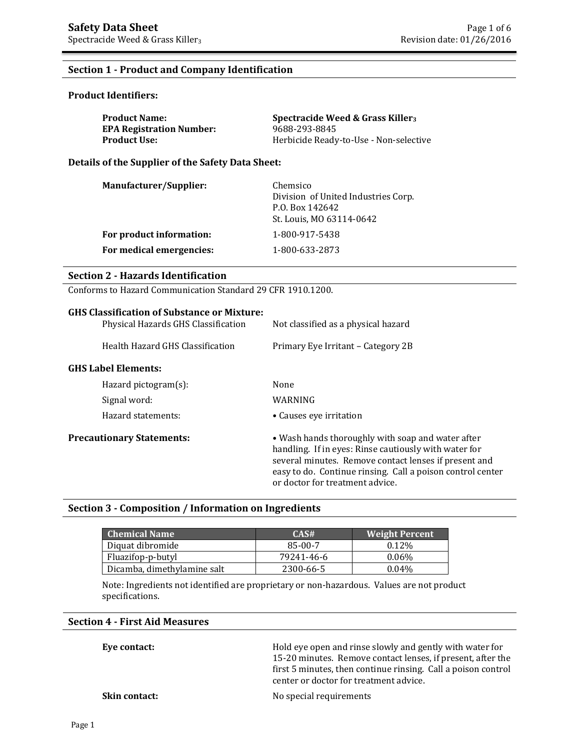# Safety Data Sheet

Spectracide Weed & Grass Killer$_3$

## Section 1 - Product and Company Identification

### Product Identifiers:

**Product Name:** **Spectracide Weed & Grass Killer$_3$**
**EPA Registration Number:** 9688-293-8845
**Product Use:** Herbicide Ready-to-Use - Non-selective

### Details of the Supplier of the Safety Data Sheet:

**Manufacturer/Supplier:** Chemsico
Division of United Industries Corp.
P.O. Box 142642
St. Louis, MO 63114-0642

**For product information:** 1-800-917-5438

**For medical emergencies:** 1-800-633-2873

## Section 2 - Hazards Identification

Conforms to Hazard Communication Standard 29 CFR 1910.1200.

### GHS Classification of Substance or Mixture:

Physical Hazards GHS Classification: Not classified as a physical hazard

Health Hazard GHS Classification: Primary Eye Irritant – Category 2B

### GHS Label Elements:

Hazard pictogram(s): None

Signal word: WARNING

Hazard statements:
- Causes eye irritation

**Precautionary Statements:**
- Wash hands thoroughly with soap and water after handling. If in eyes: Rinse cautiously with water for several minutes. Remove contact lenses if present and easy to do. Continue rinsing. Call a poison control center or doctor for treatment advice.

## Section 3 - Composition / Information on Ingredients

| Chemical Name | CAS# | Weight Percent |
|---|---|---|
| Diquat dibromide | 85-00-7 | 0.12% |
| Fluazifop-p-butyl | 79241-46-6 | 0.06% |
| Dicamba, dimethylamine salt | 2300-66-5 | 0.04% |

Note: Ingredients not identified are proprietary or non-hazardous. Values are not product specifications.

## Section 4 - First Aid Measures

**Eye contact:** Hold eye open and rinse slowly and gently with water for 15-20 minutes. Remove contact lenses, if present, after the first 5 minutes, then continue rinsing. Call a poison control center or doctor for treatment advice.

**Skin contact:** No special requirements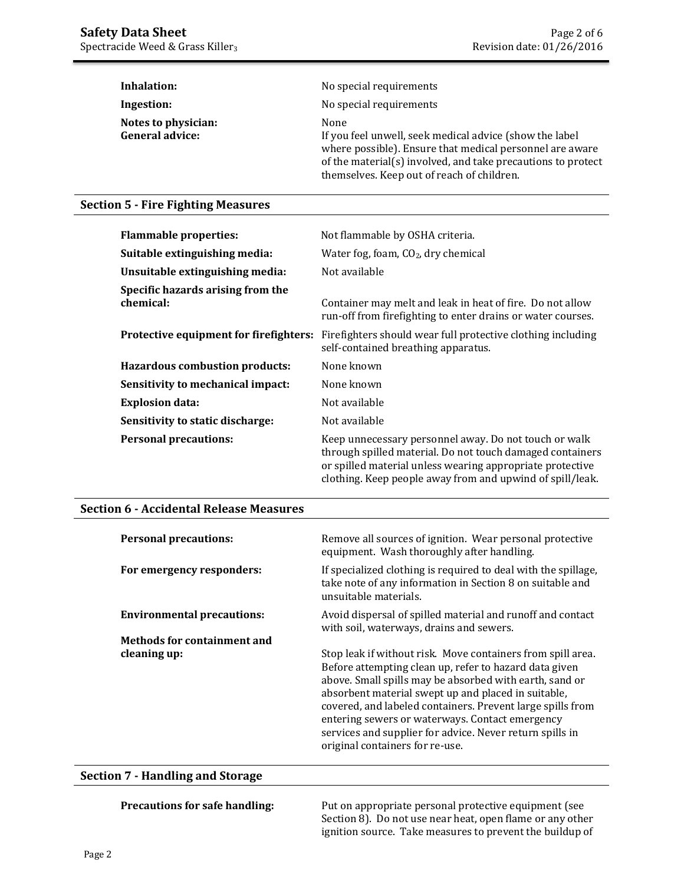**Inhalation:** No special requirements

**Ingestion:** No special requirements

**Notes to physician:** None

**General advice:** If you feel unwell, seek medical advice (show the label where possible). Ensure that medical personnel are aware of the material(s) involved, and take precautions to protect themselves. Keep out of reach of children.

## Section 5 - Fire Fighting Measures

**Flammable properties:** Not flammable by OSHA criteria.

**Suitable extinguishing media:** Water fog, foam, $CO_2$, dry chemical

**Unsuitable extinguishing media:** Not available

**Specific hazards arising from the chemical:** Container may melt and leak in heat of fire. Do not allow run-off from firefighting to enter drains or water courses.

**Protective equipment for firefighters:** Firefighters should wear full protective clothing including self-contained breathing apparatus.

**Hazardous combustion products:** None known

**Sensitivity to mechanical impact:** None known

**Explosion data:** Not available

**Sensitivity to static discharge:** Not available

**Personal precautions:** Keep unnecessary personnel away. Do not touch or walk through spilled material. Do not touch damaged containers or spilled material unless wearing appropriate protective clothing. Keep people away from and upwind of spill/leak.

## Section 6 - Accidental Release Measures

**Personal precautions:** Remove all sources of ignition. Wear personal protective equipment. Wash thoroughly after handling.

**For emergency responders:** If specialized clothing is required to deal with the spillage, take note of any information in Section 8 on suitable and unsuitable materials.

**Environmental precautions:** Avoid dispersal of spilled material and runoff and contact with soil, waterways, drains and sewers.

**Methods for containment and cleaning up:** Stop leak if without risk. Move containers from spill area. Before attempting clean up, refer to hazard data given above. Small spills may be absorbed with earth, sand or absorbent material swept up and placed in suitable, covered, and labeled containers. Prevent large spills from entering sewers or waterways. Contact emergency services and supplier for advice. Never return spills in original containers for re-use.

## Section 7 - Handling and Storage

**Precautions for safe handling:** Put on appropriate personal protective equipment (see Section 8). Do not use near heat, open flame or any other ignition source. Take measures to prevent the buildup of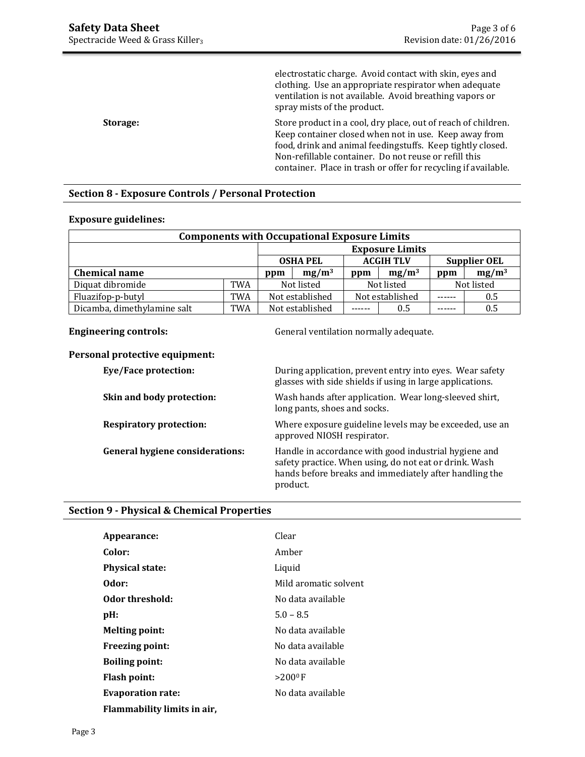electrostatic charge. Avoid contact with skin, eyes and clothing. Use an appropriate respirator when adequate ventilation is not available. Avoid breathing vapors or spray mists of the product.

**Storage:** Store product in a cool, dry place, out of reach of children. Keep container closed when not in use. Keep away from food, drink and animal feedingstuffs. Keep tightly closed. Non-refillable container. Do not reuse or refill this container. Place in trash or offer for recycling if available.

## Section 8 - Exposure Controls / Personal Protection

**Exposure guidelines:**

| Components with Occupational Exposure Limits | | | | | | | |
|---|---|---|---|---|---|---|---|
| | | Exposure Limits | | | | | |
| | | OSHA PEL | | ACGIH TLV | | Supplier OEL | |
| **Chemical name** | | **ppm** | **mg/m³** | **ppm** | **mg/m³** | **ppm** | **mg/m³** |
| Diquat dibromide | TWA | Not listed | | Not listed | | Not listed | |
| Fluazifop-p-butyl | TWA | Not established | | Not established | | ------ | 0.5 |
| Dicamba, dimethylamine salt | TWA | Not established | | ------ | 0.5 | ------ | 0.5 |

**Engineering controls:** General ventilation normally adequate.

**Personal protective equipment:**

**Eye/Face protection:** During application, prevent entry into eyes. Wear safety glasses with side shields if using in large applications.

**Skin and body protection:** Wash hands after application. Wear long-sleeved shirt, long pants, shoes and socks.

**Respiratory protection:** Where exposure guideline levels may be exceeded, use an approved NIOSH respirator.

**General hygiene considerations:** Handle in accordance with good industrial hygiene and safety practice. When using, do not eat or drink. Wash hands before breaks and immediately after handling the product.

## Section 9 - Physical & Chemical Properties

**Appearance:** Clear

**Color:** Amber

**Physical state:** Liquid

**Odor:** Mild aromatic solvent

**Odor threshold:** No data available

**pH:** 5.0 – 8.5

**Melting point:** No data available

**Freezing point:** No data available

**Boiling point:** No data available

**Flash point:** >200$^{0}$F

**Evaporation rate:** No data available

**Flammability limits in air,**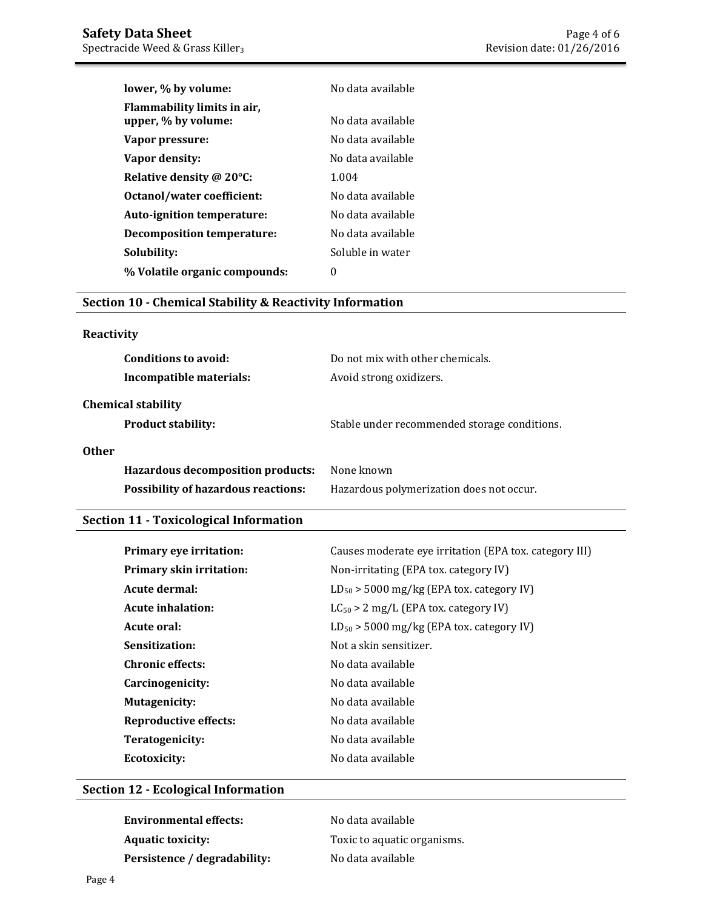| | |
|---|---|
| **lower, % by volume:** | No data available |
| **Flammability limits in air, upper, % by volume:** | No data available |
| **Vapor pressure:** | No data available |
| **Vapor density:** | No data available |
| **Relative density @ 20°C:** | 1.004 |
| **Octanol/water coefficient:** | No data available |
| **Auto-ignition temperature:** | No data available |
| **Decomposition temperature:** | No data available |
| **Solubility:** | Soluble in water |
| **% Volatile organic compounds:** | 0 |

## Section 10 - Chemical Stability & Reactivity Information

**Reactivity**

| | |
|---|---|
| **Conditions to avoid:** | Do not mix with other chemicals. |
| **Incompatible materials:** | Avoid strong oxidizers. |

**Chemical stability**

| | |
|---|---|
| **Product stability:** | Stable under recommended storage conditions. |

**Other**

| | |
|---|---|
| **Hazardous decomposition products:** | None known |
| **Possibility of hazardous reactions:** | Hazardous polymerization does not occur. |

## Section 11 - Toxicological Information

| | |
|---|---|
| **Primary eye irritation:** | Causes moderate eye irritation (EPA tox. category III) |
| **Primary skin irritation:** | Non-irritating (EPA tox. category IV) |
| **Acute dermal:** | $LD_{50}$ > 5000 mg/kg (EPA tox. category IV) |
| **Acute inhalation:** | $LC_{50}$ > 2 mg/L (EPA tox. category IV) |
| **Acute oral:** | $LD_{50}$ > 5000 mg/kg (EPA tox. category IV) |
| **Sensitization:** | Not a skin sensitizer. |
| **Chronic effects:** | No data available |
| **Carcinogenicity:** | No data available |
| **Mutagenicity:** | No data available |
| **Reproductive effects:** | No data available |
| **Teratogenicity:** | No data available |
| **Ecotoxicity:** | No data available |

## Section 12 - Ecological Information

| | |
|---|---|
| **Environmental effects:** | No data available |
| **Aquatic toxicity:** | Toxic to aquatic organisms. |
| **Persistence / degradability:** | No data available |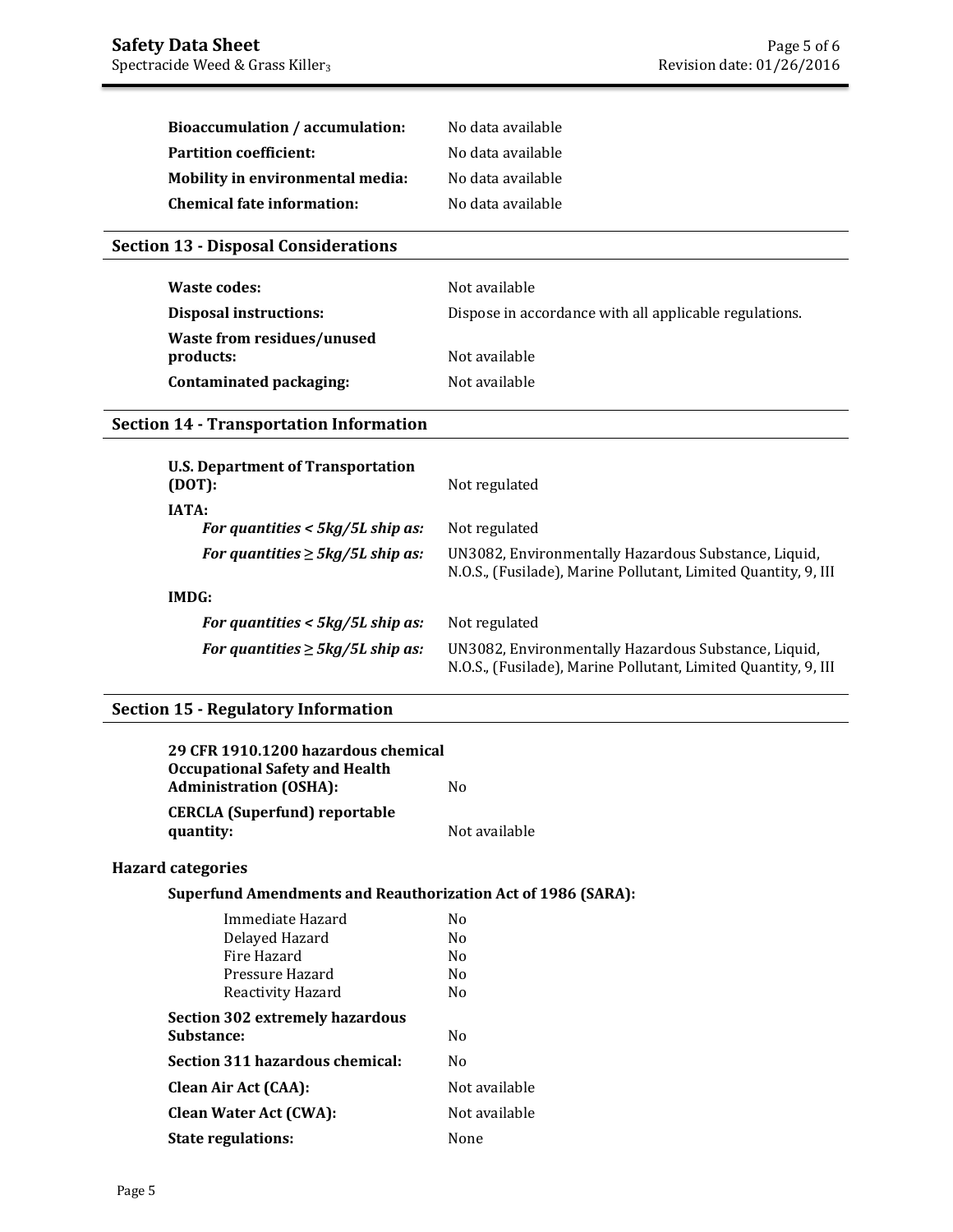| | |
|---|---|
| **Bioaccumulation / accumulation:** | No data available |
| **Partition coefficient:** | No data available |
| **Mobility in environmental media:** | No data available |
| **Chemical fate information:** | No data available |

## Section 13 - Disposal Considerations

| | |
|---|---|
| **Waste codes:** | Not available |
| **Disposal instructions:** | Dispose in accordance with all applicable regulations. |
| **Waste from residues/unused products:** | Not available |
| **Contaminated packaging:** | Not available |

## Section 14 - Transportation Information

| | |
|---|---|
| **U.S. Department of Transportation (DOT):** | Not regulated |
| **IATA:** | |
| ***For quantities < 5kg/5L ship as:*** | Not regulated |
| ***For quantities ≥ 5kg/5L ship as:*** | UN3082, Environmentally Hazardous Substance, Liquid, N.O.S., (Fusilade), Marine Pollutant, Limited Quantity, 9, III |
| **IMDG:** | |
| ***For quantities < 5kg/5L ship as:*** | Not regulated |
| ***For quantities ≥ 5kg/5L ship as:*** | UN3082, Environmentally Hazardous Substance, Liquid, N.O.S., (Fusilade), Marine Pollutant, Limited Quantity, 9, III |

## Section 15 - Regulatory Information

| | |
|---|---|
| **29 CFR 1910.1200 hazardous chemical Occupational Safety and Health Administration (OSHA):** | No |
| **CERCLA (Superfund) reportable quantity:** | Not available |

### Hazard categories

**Superfund Amendments and Reauthorization Act of 1986 (SARA):**

| | |
|---|---|
| Immediate Hazard | No |
| Delayed Hazard | No |
| Fire Hazard | No |
| Pressure Hazard | No |
| Reactivity Hazard | No |
| **Section 302 extremely hazardous Substance:** | No |
| **Section 311 hazardous chemical:** | No |
| **Clean Air Act (CAA):** | Not available |
| **Clean Water Act (CWA):** | Not available |
| **State regulations:** | None |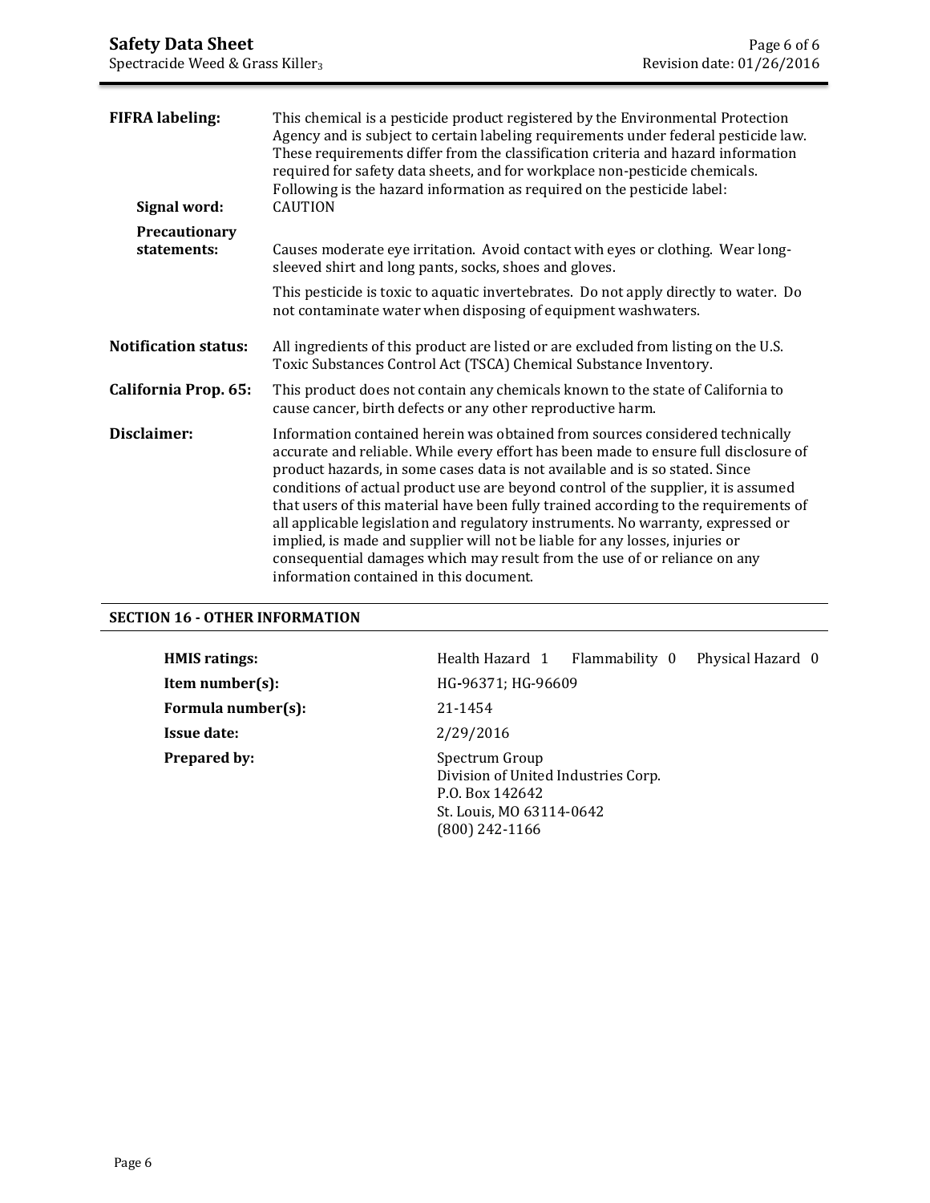**FIFRA labeling:** This chemical is a pesticide product registered by the Environmental Protection Agency and is subject to certain labeling requirements under federal pesticide law. These requirements differ from the classification criteria and hazard information required for safety data sheets, and for workplace non-pesticide chemicals. Following is the hazard information as required on the pesticide label:

**Signal word:** CAUTION

**Precautionary statements:** Causes moderate eye irritation. Avoid contact with eyes or clothing. Wear long-sleeved shirt and long pants, socks, shoes and gloves.

This pesticide is toxic to aquatic invertebrates. Do not apply directly to water. Do not contaminate water when disposing of equipment washwaters.

**Notification status:** All ingredients of this product are listed or are excluded from listing on the U.S. Toxic Substances Control Act (TSCA) Chemical Substance Inventory.

**California Prop. 65:** This product does not contain any chemicals known to the state of California to cause cancer, birth defects or any other reproductive harm.

**Disclaimer:** Information contained herein was obtained from sources considered technically accurate and reliable. While every effort has been made to ensure full disclosure of product hazards, in some cases data is not available and is so stated. Since conditions of actual product use are beyond control of the supplier, it is assumed that users of this material have been fully trained according to the requirements of all applicable legislation and regulatory instruments. No warranty, expressed or implied, is made and supplier will not be liable for any losses, injuries or consequential damages which may result from the use of or reliance on any information contained in this document.

## SECTION 16 - OTHER INFORMATION

**HMIS ratings:** Health Hazard 1 Flammability 0 Physical Hazard 0

**Item number(s):** HG-96371; HG-96609

**Formula number(s):** 21-1454

**Issue date:** 2/29/2016

**Prepared by:** Spectrum Group
Division of United Industries Corp.
P.O. Box 142642
St. Louis, MO 63114-0642
(800) 242-1166